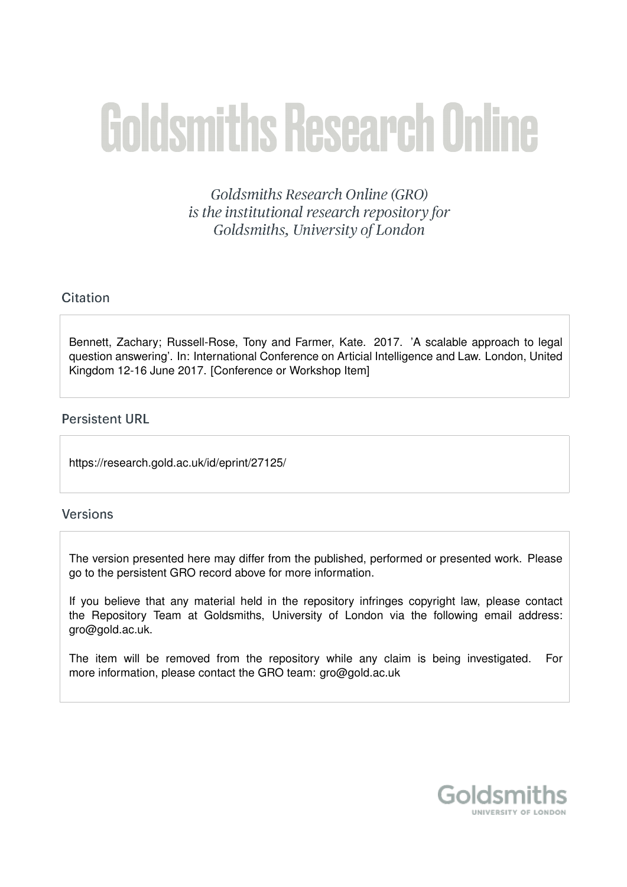# Goldsmiths Research Online

*Goldsmiths Research Online (GRO) is the institutional research repository for Goldsmiths, University of London*

## Citation

Bennett, Zachary; Russell-Rose, Tony and Farmer, Kate. 2017. 'A scalable approach to legal question answering'. In: International Conference on Articial Intelligence and Law. London, United Kingdom 12-16 June 2017. [Conference or Workshop Item]

## Persistent URL

https://research.gold.ac.uk/id/eprint/27125/

## Versions

The version presented here may differ from the published, performed or presented work. Please go to the persistent GRO record above for more information.

If you believe that any material held in the repository infringes copyright law, please contact the Repository Team at Goldsmiths, University of London via the following email address: gro@gold.ac.uk.

The item will be removed from the repository while any claim is being investigated. For more information, please contact the GRO team: gro@gold.ac.uk

Goldsmiths
UNIVERSITY OF LONDON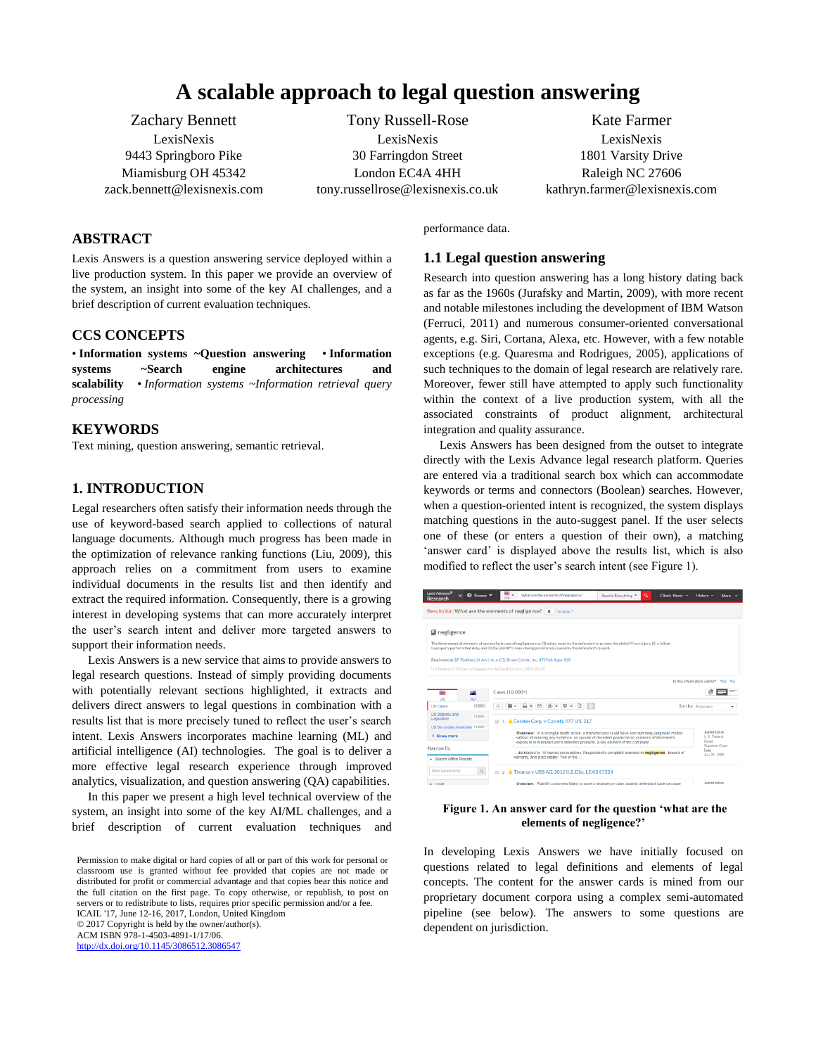# A scalable approach to legal question answering

Zachary Bennett
LexisNexis
9443 Springboro Pike
Miamisburg OH 45342
zack.bennett@lexisnexis.com

Tony Russell-Rose
LexisNexis
30 Farringdon Street
London EC4A 4HH
tony.russellrose@lexisnexis.co.uk

Kate Farmer
LexisNexis
1801 Varsity Drive
Raleigh NC 27606
kathryn.farmer@lexisnexis.com

## ABSTRACT

Lexis Answers is a question answering service deployed within a live production system. In this paper we provide an overview of the system, an insight into some of the key AI challenges, and a brief description of current evaluation techniques.

## CCS CONCEPTS

**• Information systems ~Question answering • Information systems ~Search engine architectures and scalability** *• Information systems ~Information retrieval query processing*

## KEYWORDS

Text mining, question answering, semantic retrieval.

## 1. INTRODUCTION

Legal researchers often satisfy their information needs through the use of keyword-based search applied to collections of natural language documents. Although much progress has been made in the optimization of relevance ranking functions (Liu, 2009), this approach relies on a commitment from users to examine individual documents in the results list and then identify and extract the required information. Consequently, there is a growing interest in developing systems that can more accurately interpret the user's search intent and deliver more targeted answers to support their information needs.

Lexis Answers is a new service that aims to provide answers to legal research questions. Instead of simply providing documents with potentially relevant sections highlighted, it extracts and delivers direct answers to legal questions in combination with a results list that is more precisely tuned to reflect the user's search intent. Lexis Answers incorporates machine learning (ML) and artificial intelligence (AI) technologies. The goal is to deliver a more effective legal research experience through improved analytics, visualization, and question answering (QA) capabilities.

In this paper we present a high level technical overview of the system, an insight into some of the key AI/ML challenges, and a brief description of current evaluation techniques and performance data.

Permission to make digital or hard copies of all or part of this work for personal or classroom use is granted without fee provided that copies are not made or distributed for profit or commercial advantage and that copies bear this notice and the full citation on the first page. To copy otherwise, or republish, to post on servers or to redistribute to lists, requires prior specific permission and/or a fee.
ICAIL '17, June 12-16, 2017, London, United Kingdom
© 2017 Copyright is held by the owner/author(s).
ACM ISBN 978-1-4503-4891-1/17/06.
http://dx.doi.org/10.1145/3086512.3086547

## 1.1 Legal question answering

Research into question answering has a long history dating back as far as the 1960s (Jurafsky and Martin, 2009), with more recent and notable milestones including the development of IBM Watson (Ferruci, 2011) and numerous consumer-oriented conversational agents, e.g. Siri, Cortana, Alexa, etc. However, with a few notable exceptions (e.g. Quaresma and Rodrigues, 2005), applications of such techniques to the domain of legal research are relatively rare. Moreover, fewer still have attempted to apply such functionality within the context of a live production system, with all the associated constraints of product alignment, architectural integration and quality assurance.

Lexis Answers has been designed from the outset to integrate directly with the Lexis Advance legal research platform. Queries are entered via a traditional search box which can accommodate keywords or terms and connectors (Boolean) searches. However, when a question-oriented intent is recognized, the system displays matching questions in the auto-suggest panel. If the user selects one of these (or enters a question of their own), a matching 'answer card' is displayed above the results list, which is also modified to reflect the user's search intent (see Figure 1).

**Figure 1. An answer card for the question 'what are the elements of negligence?'**

In developing Lexis Answers we have initially focused on questions related to legal definitions and elements of legal concepts. The content for the answer cards is mined from our proprietary document corpora using a complex semi-automated pipeline (see below). The answers to some questions are dependent on jurisdiction.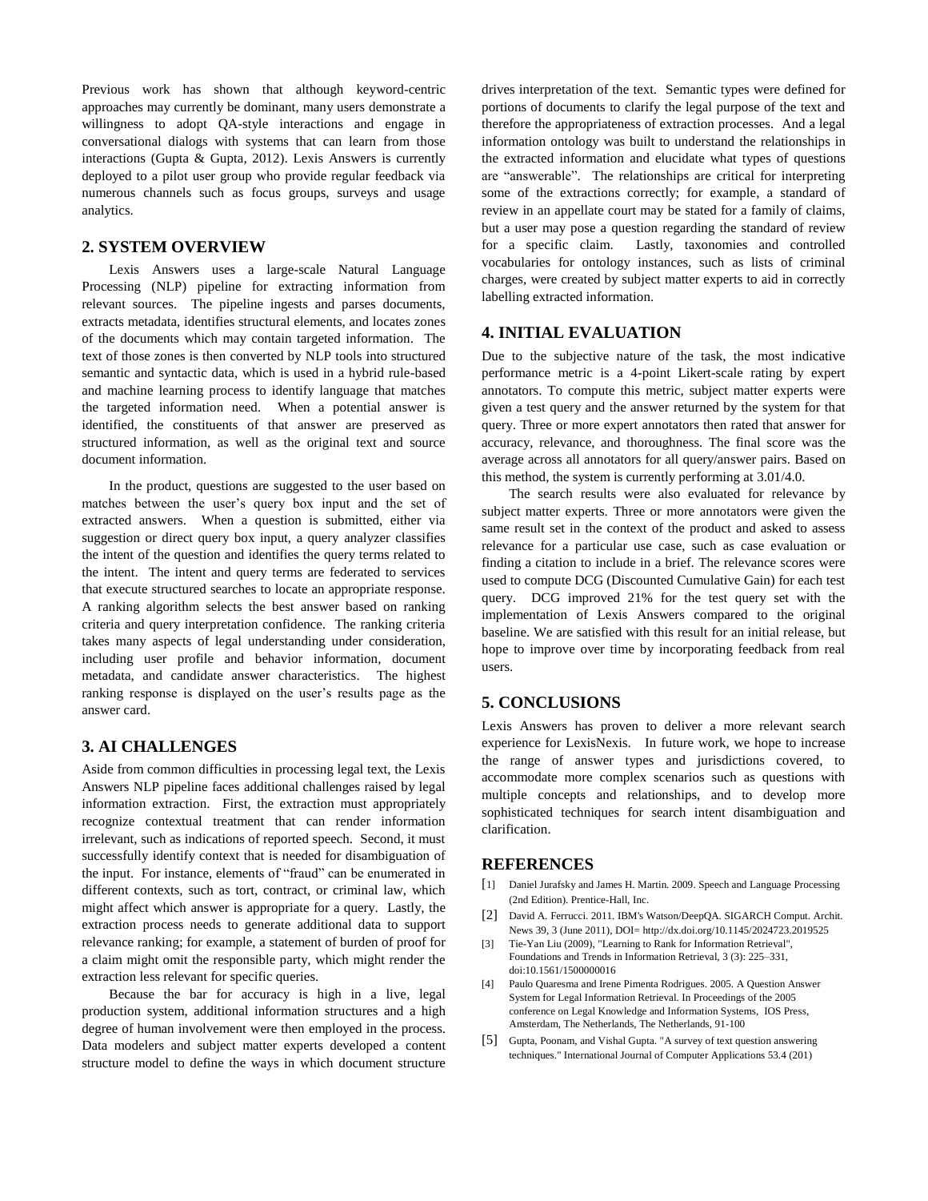Previous work has shown that although keyword-centric approaches may currently be dominant, many users demonstrate a willingness to adopt QA-style interactions and engage in conversational dialogs with systems that can learn from those interactions (Gupta & Gupta, 2012). Lexis Answers is currently deployed to a pilot user group who provide regular feedback via numerous channels such as focus groups, surveys and usage analytics.

## 2. SYSTEM OVERVIEW

Lexis Answers uses a large-scale Natural Language Processing (NLP) pipeline for extracting information from relevant sources. The pipeline ingests and parses documents, extracts metadata, identifies structural elements, and locates zones of the documents which may contain targeted information. The text of those zones is then converted by NLP tools into structured semantic and syntactic data, which is used in a hybrid rule-based and machine learning process to identify language that matches the targeted information need. When a potential answer is identified, the constituents of that answer are preserved as structured information, as well as the original text and source document information.

In the product, questions are suggested to the user based on matches between the user's query box input and the set of extracted answers. When a question is submitted, either via suggestion or direct query box input, a query analyzer classifies the intent of the question and identifies the query terms related to the intent. The intent and query terms are federated to services that execute structured searches to locate an appropriate response. A ranking algorithm selects the best answer based on ranking criteria and query interpretation confidence. The ranking criteria takes many aspects of legal understanding under consideration, including user profile and behavior information, document metadata, and candidate answer characteristics. The highest ranking response is displayed on the user's results page as the answer card.

## 3. AI CHALLENGES

Aside from common difficulties in processing legal text, the Lexis Answers NLP pipeline faces additional challenges raised by legal information extraction. First, the extraction must appropriately recognize contextual treatment that can render information irrelevant, such as indications of reported speech. Second, it must successfully identify context that is needed for disambiguation of the input. For instance, elements of "fraud" can be enumerated in different contexts, such as tort, contract, or criminal law, which might affect which answer is appropriate for a query. Lastly, the extraction process needs to generate additional data to support relevance ranking; for example, a statement of burden of proof for a claim might omit the responsible party, which might render the extraction less relevant for specific queries.

Because the bar for accuracy is high in a live, legal production system, additional information structures and a high degree of human involvement were then employed in the process. Data modelers and subject matter experts developed a content structure model to define the ways in which document structure drives interpretation of the text. Semantic types were defined for portions of documents to clarify the legal purpose of the text and therefore the appropriateness of extraction processes. And a legal information ontology was built to understand the relationships in the extracted information and elucidate what types of questions are "answerable". The relationships are critical for interpreting some of the extractions correctly; for example, a standard of review in an appellate court may be stated for a family of claims, but a user may pose a question regarding the standard of review for a specific claim. Lastly, taxonomies and controlled vocabularies for ontology instances, such as lists of criminal charges, were created by subject matter experts to aid in correctly labelling extracted information.

## 4. INITIAL EVALUATION

Due to the subjective nature of the task, the most indicative performance metric is a 4-point Likert-scale rating by expert annotators. To compute this metric, subject matter experts were given a test query and the answer returned by the system for that query. Three or more expert annotators then rated that answer for accuracy, relevance, and thoroughness. The final score was the average across all annotators for all query/answer pairs. Based on this method, the system is currently performing at 3.01/4.0.

The search results were also evaluated for relevance by subject matter experts. Three or more annotators were given the same result set in the context of the product and asked to assess relevance for a particular use case, such as case evaluation or finding a citation to include in a brief. The relevance scores were used to compute DCG (Discounted Cumulative Gain) for each test query. DCG improved 21% for the test query set with the implementation of Lexis Answers compared to the original baseline. We are satisfied with this result for an initial release, but hope to improve over time by incorporating feedback from real users.

## 5. CONCLUSIONS

Lexis Answers has proven to deliver a more relevant search experience for LexisNexis. In future work, we hope to increase the range of answer types and jurisdictions covered, to accommodate more complex scenarios such as questions with multiple concepts and relationships, and to develop more sophisticated techniques for search intent disambiguation and clarification.

## REFERENCES

[1] Daniel Jurafsky and James H. Martin. 2009. Speech and Language Processing (2nd Edition). Prentice-Hall, Inc.

[2] David A. Ferrucci. 2011. IBM's Watson/DeepQA. SIGARCH Comput. Archit. News 39, 3 (June 2011), DOI= http://dx.doi.org/10.1145/2024723.2019525

[3] Tie-Yan Liu (2009), "Learning to Rank for Information Retrieval", Foundations and Trends in Information Retrieval, 3 (3): 225–331, doi:10.1561/1500000016

[4] Paulo Quaresma and Irene Pimenta Rodrigues. 2005. A Question Answer System for Legal Information Retrieval. In Proceedings of the 2005 conference on Legal Knowledge and Information Systems, IOS Press, Amsterdam, The Netherlands, The Netherlands, 91-100

[5] Gupta, Poonam, and Vishal Gupta. "A survey of text question answering techniques." International Journal of Computer Applications 53.4 (201)